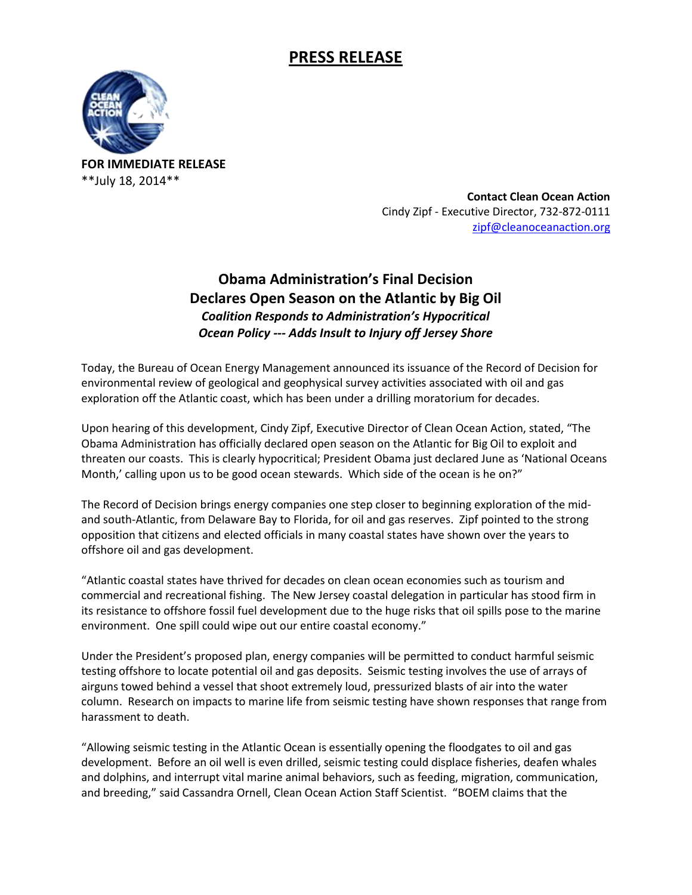# PRESS RELEASE

**FOR IMMEDIATE RELEASE**
**July 18, 2014**

**Contact Clean Ocean Action**
Cindy Zipf - Executive Director, 732-872-0111
zipf@cleanoceanaction.org

## Obama Administration's Final Decision Declares Open Season on the Atlantic by Big Oil

### *Coalition Responds to Administration's Hypocritical Ocean Policy --- Adds Insult to Injury off Jersey Shore*

Today, the Bureau of Ocean Energy Management announced its issuance of the Record of Decision for environmental review of geological and geophysical survey activities associated with oil and gas exploration off the Atlantic coast, which has been under a drilling moratorium for decades.

Upon hearing of this development, Cindy Zipf, Executive Director of Clean Ocean Action, stated, "The Obama Administration has officially declared open season on the Atlantic for Big Oil to exploit and threaten our coasts. This is clearly hypocritical; President Obama just declared June as 'National Oceans Month,' calling upon us to be good ocean stewards. Which side of the ocean is he on?"

The Record of Decision brings energy companies one step closer to beginning exploration of the mid- and south-Atlantic, from Delaware Bay to Florida, for oil and gas reserves. Zipf pointed to the strong opposition that citizens and elected officials in many coastal states have shown over the years to offshore oil and gas development.

"Atlantic coastal states have thrived for decades on clean ocean economies such as tourism and commercial and recreational fishing. The New Jersey coastal delegation in particular has stood firm in its resistance to offshore fossil fuel development due to the huge risks that oil spills pose to the marine environment. One spill could wipe out our entire coastal economy."

Under the President's proposed plan, energy companies will be permitted to conduct harmful seismic testing offshore to locate potential oil and gas deposits. Seismic testing involves the use of arrays of airguns towed behind a vessel that shoot extremely loud, pressurized blasts of air into the water column. Research on impacts to marine life from seismic testing have shown responses that range from harassment to death.

"Allowing seismic testing in the Atlantic Ocean is essentially opening the floodgates to oil and gas development. Before an oil well is even drilled, seismic testing could displace fisheries, deafen whales and dolphins, and interrupt vital marine animal behaviors, such as feeding, migration, communication, and breeding," said Cassandra Ornell, Clean Ocean Action Staff Scientist. "BOEM claims that the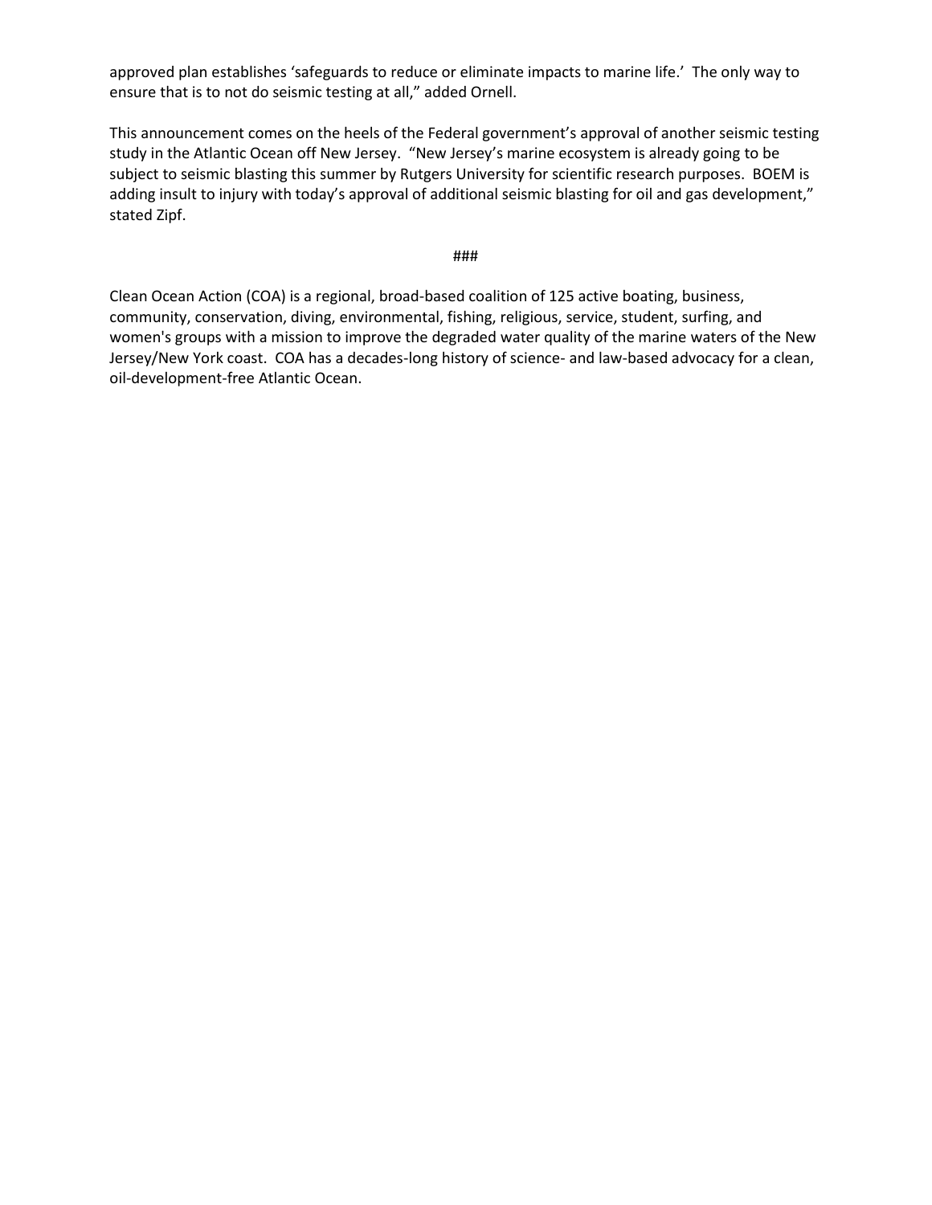approved plan establishes 'safeguards to reduce or eliminate impacts to marine life.' The only way to ensure that is to not do seismic testing at all," added Ornell.

This announcement comes on the heels of the Federal government's approval of another seismic testing study in the Atlantic Ocean off New Jersey. "New Jersey's marine ecosystem is already going to be subject to seismic blasting this summer by Rutgers University for scientific research purposes. BOEM is adding insult to injury with today's approval of additional seismic blasting for oil and gas development," stated Zipf.

###

Clean Ocean Action (COA) is a regional, broad-based coalition of 125 active boating, business, community, conservation, diving, environmental, fishing, religious, service, student, surfing, and women's groups with a mission to improve the degraded water quality of the marine waters of the New Jersey/New York coast. COA has a decades-long history of science- and law-based advocacy for a clean, oil-development-free Atlantic Ocean.